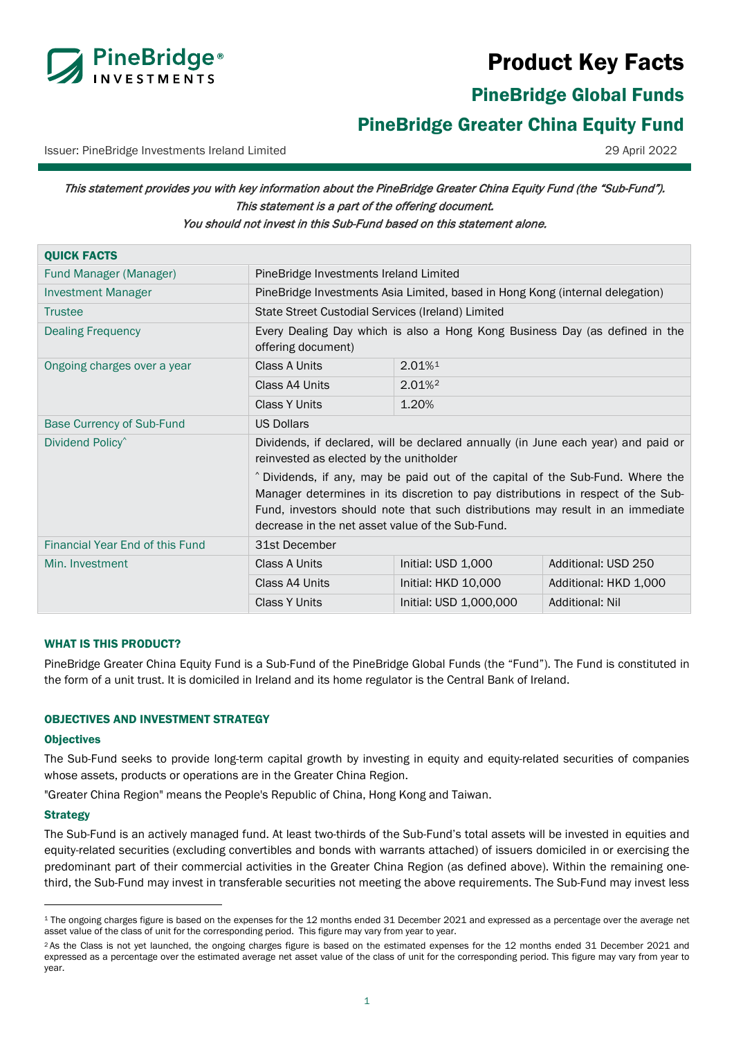# Product Key Facts

## PineBridge Global Funds

## PineBridge Greater China Equity Fund

Issuer: PineBridge Investments Ireland Limited

29 April 2022

*This statement provides you with key information about the PineBridge Greater China Equity Fund (the "Sub-Fund"). This statement is a part of the offering document. You should not invest in this Sub-Fund based on this statement alone.*

| QUICK FACTS | | | |
|---|---|---|---|
| Fund Manager (Manager) | PineBridge Investments Ireland Limited | | |
| Investment Manager | PineBridge Investments Asia Limited, based in Hong Kong (internal delegation) | | |
| Trustee | State Street Custodial Services (Ireland) Limited | | |
| Dealing Frequency | Every Dealing Day which is also a Hong Kong Business Day (as defined in the offering document) | | |
| Ongoing charges over a year | Class A Units | 2.01%[1] | |
| | Class A4 Units | 2.01%[2] | |
| | Class Y Units | 1.20% | |
| Base Currency of Sub-Fund | US Dollars | | |
| Dividend Policy^ | Dividends, if declared, will be declared annually (in June each year) and paid or reinvested as elected by the unitholder<br>^ Dividends, if any, may be paid out of the capital of the Sub-Fund. Where the Manager determines in its discretion to pay distributions in respect of the Sub-Fund, investors should note that such distributions may result in an immediate decrease in the net asset value of the Sub-Fund. | | |
| Financial Year End of this Fund | 31st December | | |
| Min. Investment | Class A Units | Initial: USD 1,000 | Additional: USD 250 |
| | Class A4 Units | Initial: HKD 10,000 | Additional: HKD 1,000 |
| | Class Y Units | Initial: USD 1,000,000 | Additional: Nil |

### WHAT IS THIS PRODUCT?

PineBridge Greater China Equity Fund is a Sub-Fund of the PineBridge Global Funds (the "Fund"). The Fund is constituted in the form of a unit trust. It is domiciled in Ireland and its home regulator is the Central Bank of Ireland.

### OBJECTIVES AND INVESTMENT STRATEGY

#### Objectives

The Sub-Fund seeks to provide long-term capital growth by investing in equity and equity-related securities of companies whose assets, products or operations are in the Greater China Region.

"Greater China Region" means the People's Republic of China, Hong Kong and Taiwan.

#### Strategy

The Sub-Fund is an actively managed fund. At least two-thirds of the Sub-Fund's total assets will be invested in equities and equity-related securities (excluding convertibles and bonds with warrants attached) of issuers domiciled in or exercising the predominant part of their commercial activities in the Greater China Region (as defined above). Within the remaining one-third, the Sub-Fund may invest in transferable securities not meeting the above requirements. The Sub-Fund may invest less

[1] The ongoing charges figure is based on the expenses for the 12 months ended 31 December 2021 and expressed as a percentage over the average net asset value of the class of unit for the corresponding period. This figure may vary from year to year.

[2] As the Class is not yet launched, the ongoing charges figure is based on the estimated expenses for the 12 months ended 31 December 2021 and expressed as a percentage over the estimated average net asset value of the class of unit for the corresponding period. This figure may vary from year to year.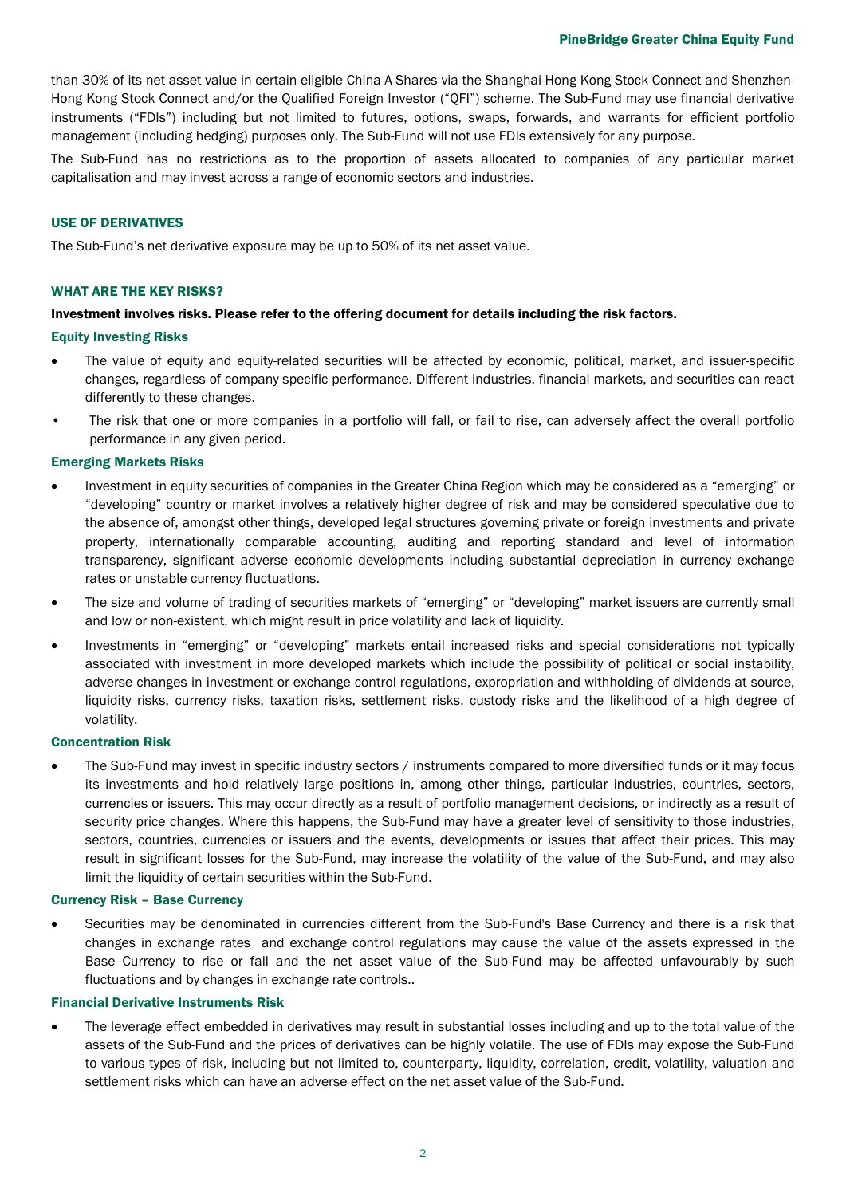than 30% of its net asset value in certain eligible China-A Shares via the Shanghai-Hong Kong Stock Connect and Shenzhen-Hong Kong Stock Connect and/or the Qualified Foreign Investor ("QFI") scheme. The Sub-Fund may use financial derivative instruments ("FDIs") including but not limited to, futures, options, swaps, forwards, and warrants for efficient portfolio management (including hedging) purposes only. The Sub-Fund will not use FDIs extensively for any purpose.

The Sub-Fund has no restrictions as to the proportion of assets allocated to companies of any particular market capitalisation and may invest across a range of economic sectors and industries.

## USE OF DERIVATIVES

The Sub-Fund's net derivative exposure may be up to 50% of its net asset value.

## WHAT ARE THE KEY RISKS?

**Investment involves risks. Please refer to the offering document for details including the risk factors.**

### Equity Investing Risks

- The value of equity and equity-related securities will be affected by economic, political, market, and issuer-specific changes, regardless of company specific performance. Different industries, financial markets, and securities can react differently to these changes.
- The risk that one or more companies in a portfolio will fall, or fail to rise, can adversely affect the overall portfolio performance in any given period.

### Emerging Markets Risks

- Investment in equity securities of companies in the Greater China Region which may be considered as a "emerging" or "developing" country or market involves a relatively higher degree of risk and may be considered speculative due to the absence of, amongst other things, developed legal structures governing private or foreign investments and private property, internationally comparable accounting, auditing and reporting standard and level of information transparency, significant adverse economic developments including substantial depreciation in currency exchange rates or unstable currency fluctuations.
- The size and volume of trading of securities markets of "emerging" or "developing" market issuers are currently small and low or non-existent, which might result in price volatility and lack of liquidity.
- Investments in "emerging" or "developing" markets entail increased risks and special considerations not typically associated with investment in more developed markets which include the possibility of political or social instability, adverse changes in investment or exchange control regulations, expropriation and withholding of dividends at source, liquidity risks, currency risks, taxation risks, settlement risks, custody risks and the likelihood of a high degree of volatility.

### Concentration Risk

- The Sub-Fund may invest in specific industry sectors / instruments compared to more diversified funds or it may focus its investments and hold relatively large positions in, among other things, particular industries, countries, sectors, currencies or issuers. This may occur directly as a result of portfolio management decisions, or indirectly as a result of security price changes. Where this happens, the Sub-Fund may have a greater level of sensitivity to those industries, sectors, countries, currencies or issuers and the events, developments or issues that affect their prices. This may result in significant losses for the Sub-Fund, may increase the volatility of the value of the Sub-Fund, and may also limit the liquidity of certain securities within the Sub-Fund.

### Currency Risk – Base Currency

- Securities may be denominated in currencies different from the Sub-Fund's Base Currency and there is a risk that changes in exchange rates and exchange control regulations may cause the value of the assets expressed in the Base Currency to rise or fall and the net asset value of the Sub-Fund may be affected unfavourably by such fluctuations and by changes in exchange rate controls..

### Financial Derivative Instruments Risk

- The leverage effect embedded in derivatives may result in substantial losses including and up to the total value of the assets of the Sub-Fund and the prices of derivatives can be highly volatile. The use of FDIs may expose the Sub-Fund to various types of risk, including but not limited to, counterparty, liquidity, correlation, credit, volatility, valuation and settlement risks which can have an adverse effect on the net asset value of the Sub-Fund.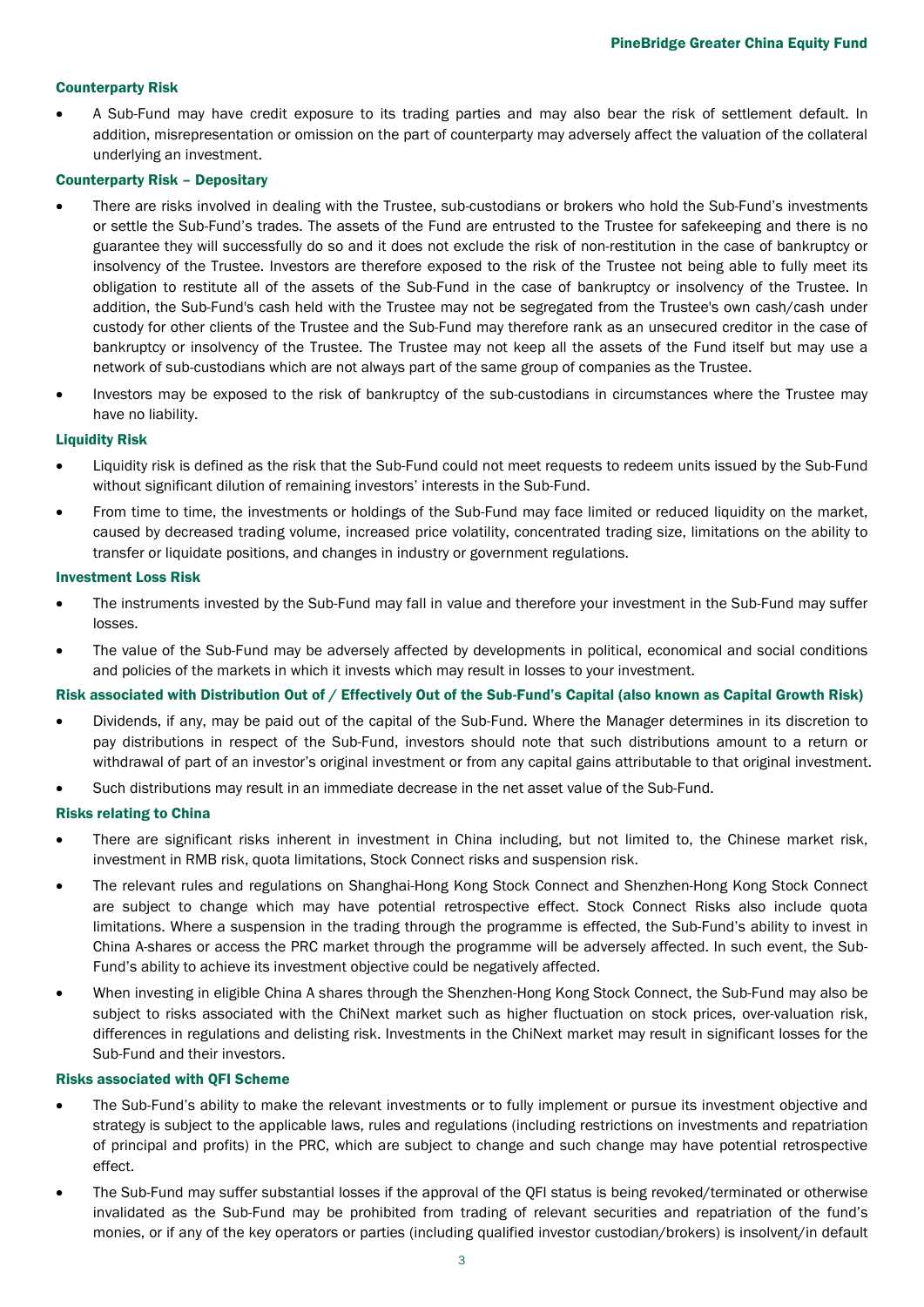### Counterparty Risk

- A Sub-Fund may have credit exposure to its trading parties and may also bear the risk of settlement default. In addition, misrepresentation or omission on the part of counterparty may adversely affect the valuation of the collateral underlying an investment.

### Counterparty Risk – Depositary

- There are risks involved in dealing with the Trustee, sub-custodians or brokers who hold the Sub-Fund's investments or settle the Sub-Fund's trades. The assets of the Fund are entrusted to the Trustee for safekeeping and there is no guarantee they will successfully do so and it does not exclude the risk of non-restitution in the case of bankruptcy or insolvency of the Trustee. Investors are therefore exposed to the risk of the Trustee not being able to fully meet its obligation to restitute all of the assets of the Sub-Fund in the case of bankruptcy or insolvency of the Trustee. In addition, the Sub-Fund's cash held with the Trustee may not be segregated from the Trustee's own cash/cash under custody for other clients of the Trustee and the Sub-Fund may therefore rank as an unsecured creditor in the case of bankruptcy or insolvency of the Trustee. The Trustee may not keep all the assets of the Fund itself but may use a network of sub-custodians which are not always part of the same group of companies as the Trustee.
- Investors may be exposed to the risk of bankruptcy of the sub-custodians in circumstances where the Trustee may have no liability.

### Liquidity Risk

- Liquidity risk is defined as the risk that the Sub-Fund could not meet requests to redeem units issued by the Sub-Fund without significant dilution of remaining investors' interests in the Sub-Fund.
- From time to time, the investments or holdings of the Sub-Fund may face limited or reduced liquidity on the market, caused by decreased trading volume, increased price volatility, concentrated trading size, limitations on the ability to transfer or liquidate positions, and changes in industry or government regulations.

### Investment Loss Risk

- The instruments invested by the Sub-Fund may fall in value and therefore your investment in the Sub-Fund may suffer losses.
- The value of the Sub-Fund may be adversely affected by developments in political, economical and social conditions and policies of the markets in which it invests which may result in losses to your investment.

### Risk associated with Distribution Out of / Effectively Out of the Sub-Fund's Capital (also known as Capital Growth Risk)

- Dividends, if any, may be paid out of the capital of the Sub-Fund. Where the Manager determines in its discretion to pay distributions in respect of the Sub-Fund, investors should note that such distributions amount to a return or withdrawal of part of an investor's original investment or from any capital gains attributable to that original investment.
- Such distributions may result in an immediate decrease in the net asset value of the Sub-Fund.

### Risks relating to China

- There are significant risks inherent in investment in China including, but not limited to, the Chinese market risk, investment in RMB risk, quota limitations, Stock Connect risks and suspension risk.
- The relevant rules and regulations on Shanghai-Hong Kong Stock Connect and Shenzhen-Hong Kong Stock Connect are subject to change which may have potential retrospective effect. Stock Connect Risks also include quota limitations. Where a suspension in the trading through the programme is effected, the Sub-Fund's ability to invest in China A-shares or access the PRC market through the programme will be adversely affected. In such event, the Sub-Fund's ability to achieve its investment objective could be negatively affected.
- When investing in eligible China A shares through the Shenzhen-Hong Kong Stock Connect, the Sub-Fund may also be subject to risks associated with the ChiNext market such as higher fluctuation on stock prices, over-valuation risk, differences in regulations and delisting risk. Investments in the ChiNext market may result in significant losses for the Sub-Fund and their investors.

### Risks associated with QFI Scheme

- The Sub-Fund's ability to make the relevant investments or to fully implement or pursue its investment objective and strategy is subject to the applicable laws, rules and regulations (including restrictions on investments and repatriation of principal and profits) in the PRC, which are subject to change and such change may have potential retrospective effect.
- The Sub-Fund may suffer substantial losses if the approval of the QFI status is being revoked/terminated or otherwise invalidated as the Sub-Fund may be prohibited from trading of relevant securities and repatriation of the fund's monies, or if any of the key operators or parties (including qualified investor custodian/brokers) is insolvent/in default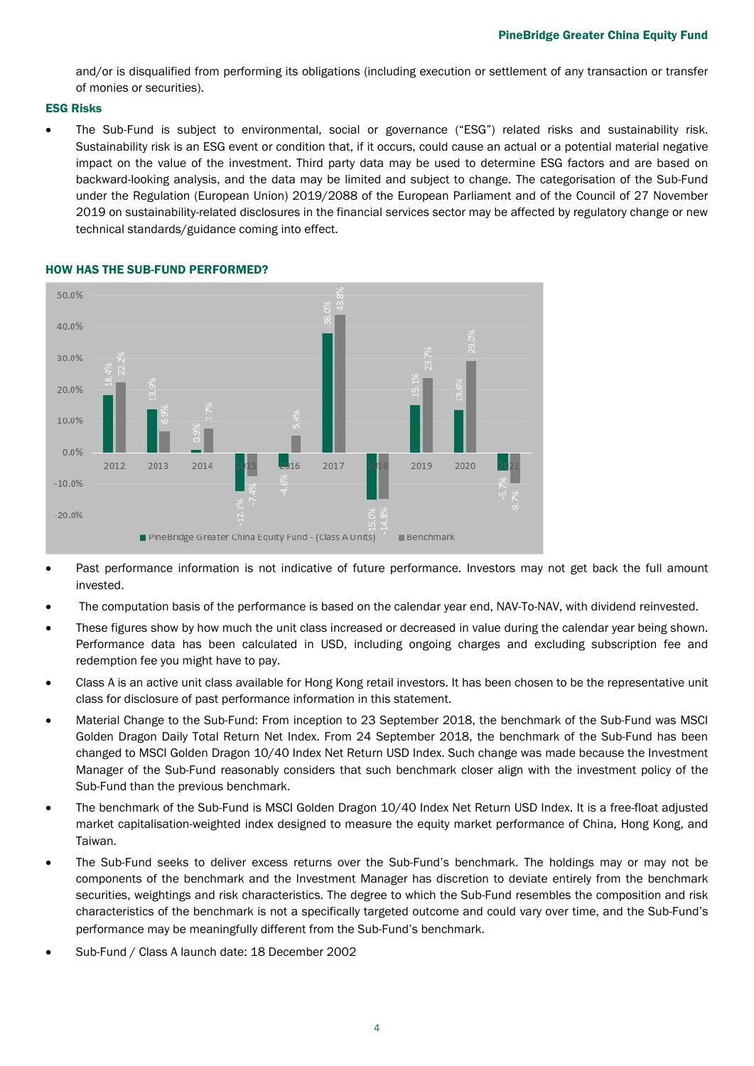and/or is disqualified from performing its obligations (including execution or settlement of any transaction or transfer of monies or securities).

### ESG Risks

- The Sub-Fund is subject to environmental, social or governance ("ESG") related risks and sustainability risk. Sustainability risk is an ESG event or condition that, if it occurs, could cause an actual or a potential material negative impact on the value of the investment. Third party data may be used to determine ESG factors and are based on backward-looking analysis, and the data may be limited and subject to change. The categorisation of the Sub-Fund under the Regulation (European Union) 2019/2088 of the European Parliament and of the Council of 27 November 2019 on sustainability-related disclosures in the financial services sector may be affected by regulatory change or new technical standards/guidance coming into effect.

## HOW HAS THE SUB-FUND PERFORMED?

| | 2012 | 2013 | 2014 | 2015 | 2016 | 2017 | 2018 | 2019 | 2020 | 2021 |
|---|---|---|---|---|---|---|---|---|---|---|
| PineBridge Greater China Equity Fund - (Class A Units) | 18.4% | 13.9% | 0.9% | -12.1% | -4.6% | 38.0% | -15.0% | 15.1% | 13.6% | -5.7% |
| Benchmark | 22.2% | 6.9% | 7.7% | -7.4% | 5.4% | 43.8% | -14.8% | 23.7% | 29.0% | -9.7% |

- Past performance information is not indicative of future performance. Investors may not get back the full amount invested.
- The computation basis of the performance is based on the calendar year end, NAV-To-NAV, with dividend reinvested.
- These figures show by how much the unit class increased or decreased in value during the calendar year being shown. Performance data has been calculated in USD, including ongoing charges and excluding subscription fee and redemption fee you might have to pay.
- Class A is an active unit class available for Hong Kong retail investors. It has been chosen to be the representative unit class for disclosure of past performance information in this statement.
- Material Change to the Sub-Fund: From inception to 23 September 2018, the benchmark of the Sub-Fund was MSCI Golden Dragon Daily Total Return Net Index. From 24 September 2018, the benchmark of the Sub-Fund has been changed to MSCI Golden Dragon 10/40 Index Net Return USD Index. Such change was made because the Investment Manager of the Sub-Fund reasonably considers that such benchmark closer align with the investment policy of the Sub-Fund than the previous benchmark.
- The benchmark of the Sub-Fund is MSCI Golden Dragon 10/40 Index Net Return USD Index. It is a free-float adjusted market capitalisation-weighted index designed to measure the equity market performance of China, Hong Kong, and Taiwan.
- The Sub-Fund seeks to deliver excess returns over the Sub-Fund's benchmark. The holdings may or may not be components of the benchmark and the Investment Manager has discretion to deviate entirely from the benchmark securities, weightings and risk characteristics. The degree to which the Sub-Fund resembles the composition and risk characteristics of the benchmark is not a specifically targeted outcome and could vary over time, and the Sub-Fund's performance may be meaningfully different from the Sub-Fund's benchmark.
- Sub-Fund / Class A launch date: 18 December 2002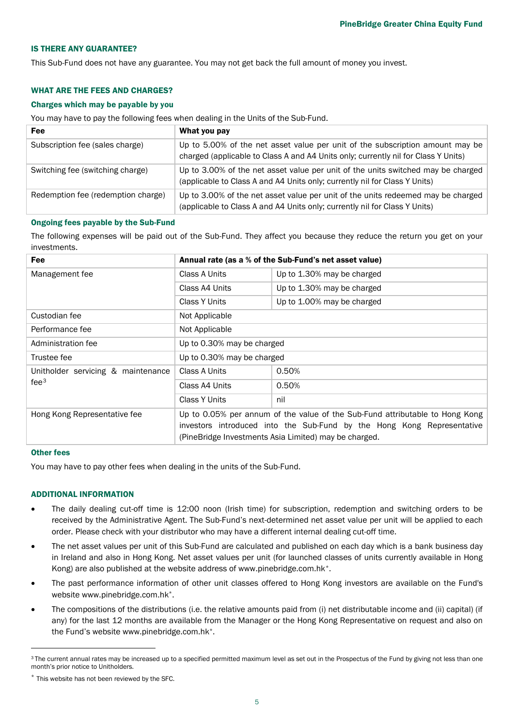### IS THERE ANY GUARANTEE?

This Sub-Fund does not have any guarantee. You may not get back the full amount of money you invest.

### WHAT ARE THE FEES AND CHARGES?

#### Charges which may be payable by you

You may have to pay the following fees when dealing in the Units of the Sub-Fund.

| Fee | What you pay |
|---|---|
| Subscription fee (sales charge) | Up to 5.00% of the net asset value per unit of the subscription amount may be charged (applicable to Class A and A4 Units only; currently nil for Class Y Units) |
| Switching fee (switching charge) | Up to 3.00% of the net asset value per unit of the units switched may be charged (applicable to Class A and A4 Units only; currently nil for Class Y Units) |
| Redemption fee (redemption charge) | Up to 3.00% of the net asset value per unit of the units redeemed may be charged (applicable to Class A and A4 Units only; currently nil for Class Y Units) |

#### Ongoing fees payable by the Sub-Fund

The following expenses will be paid out of the Sub-Fund. They affect you because they reduce the return you get on your investments.

| Fee | Annual rate (as a % of the Sub-Fund's net asset value) | |
|---|---|---|
| Management fee | Class A Units | Up to 1.30% may be charged |
| | Class A4 Units | Up to 1.30% may be charged |
| | Class Y Units | Up to 1.00% may be charged |
| Custodian fee | Not Applicable | |
| Performance fee | Not Applicable | |
| Administration fee | Up to 0.30% may be charged | |
| Trustee fee | Up to 0.30% may be charged | |
| Unitholder servicing & maintenance fee[3] | Class A Units | 0.50% |
| | Class A4 Units | 0.50% |
| | Class Y Units | nil |
| Hong Kong Representative fee | Up to 0.05% per annum of the value of the Sub-Fund attributable to Hong Kong investors introduced into the Sub-Fund by the Hong Kong Representative (PineBridge Investments Asia Limited) may be charged. | |

#### Other fees

You may have to pay other fees when dealing in the units of the Sub-Fund.

### ADDITIONAL INFORMATION

- The daily dealing cut-off time is 12:00 noon (Irish time) for subscription, redemption and switching orders to be received by the Administrative Agent. The Sub-Fund's next-determined net asset value per unit will be applied to each order. Please check with your distributor who may have a different internal dealing cut-off time.
- The net asset values per unit of this Sub-Fund are calculated and published on each day which is a bank business day in Ireland and also in Hong Kong. Net asset values per unit (for launched classes of units currently available in Hong Kong) are also published at the website address of www.pinebridge.com.hk*.
- The past performance information of other unit classes offered to Hong Kong investors are available on the Fund's website www.pinebridge.com.hk*.
- The compositions of the distributions (i.e. the relative amounts paid from (i) net distributable income and (ii) capital) (if any) for the last 12 months are available from the Manager or the Hong Kong Representative on request and also on the Fund's website www.pinebridge.com.hk*.

---

[3] The current annual rates may be increased up to a specified permitted maximum level as set out in the Prospectus of the Fund by giving not less than one month's prior notice to Unitholders.

* This website has not been reviewed by the SFC.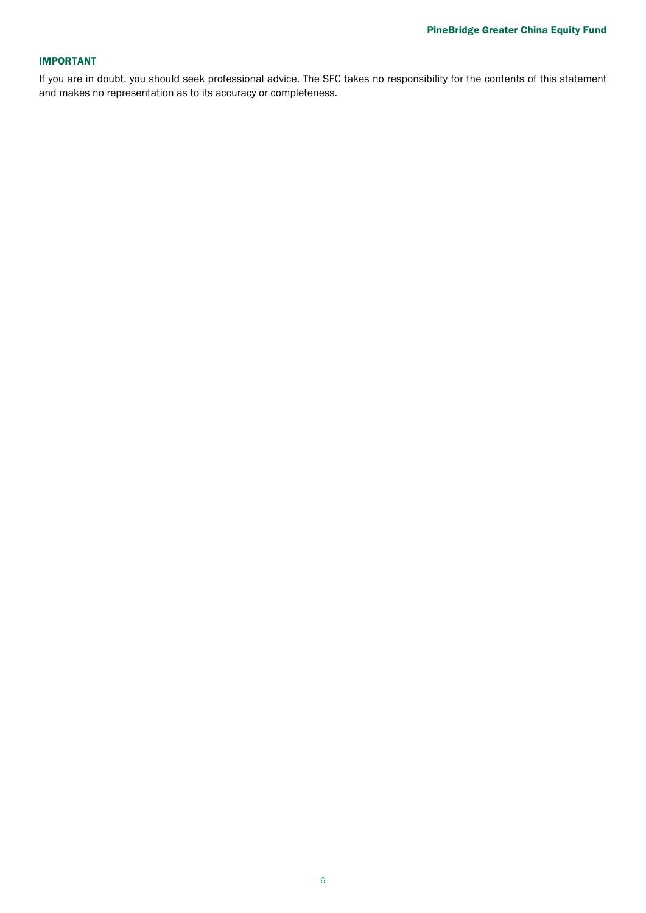## IMPORTANT

If you are in doubt, you should seek professional advice. The SFC takes no responsibility for the contents of this statement and makes no representation as to its accuracy or completeness.